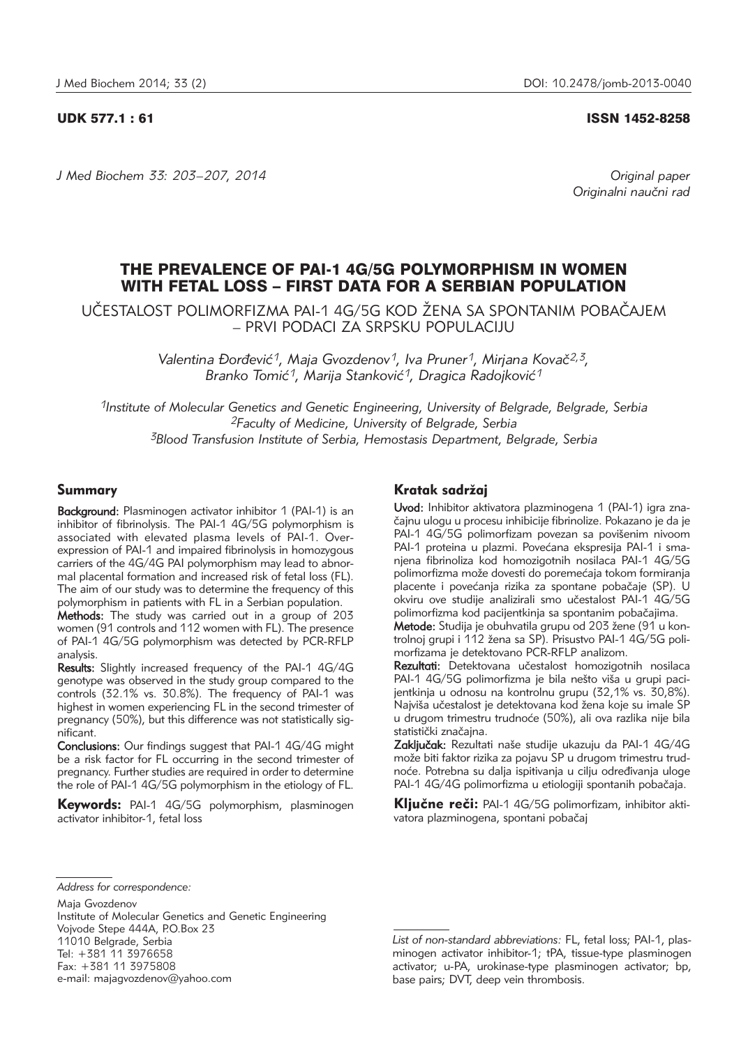UDK 577.1 : 61

ISSN 1452-8258

Original paper
Originalni naučni rad

# THE PREVALENCE OF PAI-1 4G/5G POLYMORPHISM IN WOMEN WITH FETAL LOSS – FIRST DATA FOR A SERBIAN POPULATION

## UČESTALOST POLIMORFIZMA PAI-1 4G/5G KOD ŽENA SA SPONTANIM POBAČAJEM – PRVI PODACI ZA SRPSKU POPULACIJU

*Valentina Đorđević[1], Maja Gvozdenov[1], Iva Pruner[1], Mirjana Kovač[2,3], Branko Tomić[1], Marija Stanković[1], Dragica Radojković[1]*

*[1]Institute of Molecular Genetics and Genetic Engineering, University of Belgrade, Belgrade, Serbia*
*[2]Faculty of Medicine, University of Belgrade, Serbia*
*[3]Blood Transfusion Institute of Serbia, Hemostasis Department, Belgrade, Serbia*

## Summary

**Background:** Plasminogen activator inhibitor 1 (PAI-1) is an inhibitor of fibrinolysis. The PAI-1 4G/5G polymorphism is associated with elevated plasma levels of PAI-1. Overexpression of PAI-1 and impaired fibrinolysis in homozygous carriers of the 4G/4G PAI polymorphism may lead to abnormal placental formation and increased risk of fetal loss (FL). The aim of our study was to determine the frequency of this polymorphism in patients with FL in a Serbian population.

**Methods:** The study was carried out in a group of 203 women (91 controls and 112 women with FL). The presence of PAI-1 4G/5G polymorphism was detected by PCR-RFLP analysis.

**Results:** Slightly increased frequency of the PAI-1 4G/4G genotype was observed in the study group compared to the controls (32.1% vs. 30.8%). The frequency of PAI-1 was highest in women experiencing FL in the second trimester of pregnancy (50%), but this difference was not statistically significant.

**Conclusions:** Our findings suggest that PAI-1 4G/4G might be a risk factor for FL occurring in the second trimester of pregnancy. Further studies are required in order to determine the role of PAI-1 4G/5G polymorphism in the etiology of FL.

**Keywords:** PAI-1 4G/5G polymorphism, plasminogen activator inhibitor-1, fetal loss

## Kratak sadržaj

**Uvod:** Inhibitor aktivatora plazminogena 1 (PAI-1) igra značajnu ulogu u procesu inhibicije fibrinolize. Pokazano je da je PAI-1 4G/5G polimorfizam povezan sa povišenim nivoom PAI-1 proteina u plazmi. Povećana ekspresija PAI-1 i smanjena fibrinoliza kod homozigotnih nosilaca PAI-1 4G/5G polimorfizma može dovesti do poremećaja tokom formiranja placente i povećanja rizika za spontane pobačaje (SP). U okviru ove studije analizirali smo učestalost PAI-1 4G/5G polimorfizma kod pacijentkinja sa spontanim pobačajima.

**Metode:** Studija je obuhvatila grupu od 203 žene (91 u kontrolnoj grupi i 112 žena sa SP). Prisustvo PAI-1 4G/5G polimorfizama je detektovano PCR-RFLP analizom.

**Rezultati:** Detektovana učestalost homozigotnih nosilaca PAI-1 4G/5G polimorfizma je bila nešto viša u grupi pacijentkinja u odnosu na kontrolnu grupu (32,1% vs. 30,8%). Najviša učestalost je detektovana kod žena koje su imale SP u drugom trimestru trudnoće (50%), ali ova razlika nije bila statistički značajna.

**Zaključak:** Rezultati naše studije ukazuju da PAI-1 4G/4G može biti faktor rizika za pojavu SP u drugom trimestru trudnoće. Potrebna su dalja ispitivanja u cilju određivanja uloge PAI-1 4G/4G polimorfizma u etiologiji spontanih pobačaja.

**Ključne reči:** PAI-1 4G/5G polimorfizam, inhibitor aktivatora plazminogena, spontani pobačaj

*Address for correspondence:*

Maja Gvozdenov
Institute of Molecular Genetics and Genetic Engineering
Vojvode Stepe 444A, P.O.Box 23
11010 Belgrade, Serbia
Tel: +381 11 3976658
Fax: +381 11 3975808
e-mail: majagvozdenov@yahoo.com

*List of non-standard abbreviations:* FL, fetal loss; PAI-1, plasminogen activator inhibitor-1; tPA, tissue-type plasminogen activator; u-PA, urokinase-type plasminogen activator; bp, base pairs; DVT, deep vein thrombosis.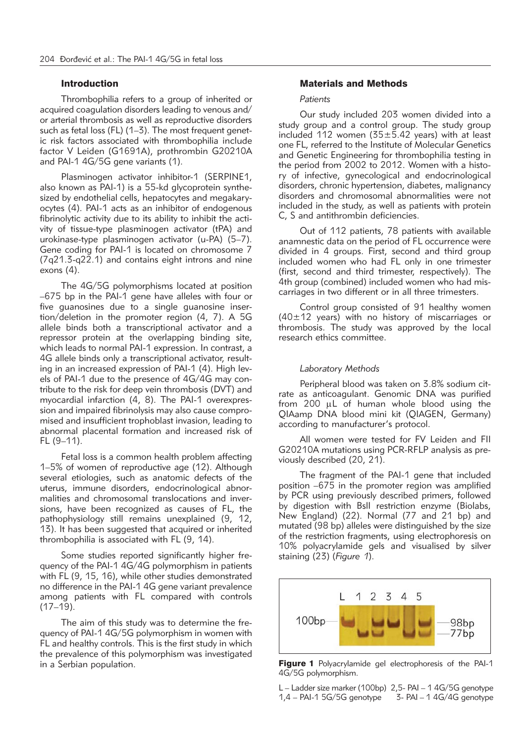## Introduction

Thrombophilia refers to a group of inherited or acquired coagulation disorders leading to venous and/or arterial thrombosis as well as reproductive disorders such as fetal loss (FL) (1–3). The most frequent genetic risk factors associated with thrombophilia include factor V Leiden (G1691A), prothrombin G20210A and PAI-1 4G/5G gene variants (1).

Plasminogen activator inhibitor-1 (SERPINE1, also known as PAI-1) is a 55-kd glycoprotein synthesized by endothelial cells, hepatocytes and megakaryocytes (4). PAI-1 acts as an inhibitor of endogenous fibrinolytic activity due to its ability to inhibit the activity of tissue-type plasminogen activator (tPA) and urokinase-type plasminogen activator (u-PA) (5–7). Gene coding for PAI-1 is located on chromosome 7 (7q21.3-q22.1) and contains eight introns and nine exons (4).

The 4G/5G polymorphisms located at position –675 bp in the PAI-1 gene have alleles with four or five guanosines due to a single guanosine insertion/deletion in the promoter region (4, 7). A 5G allele binds both a transcriptional activator and a repressor protein at the overlapping binding site, which leads to normal PAI-1 expression. In contrast, a 4G allele binds only a transcriptional activator, resulting in an increased expression of PAI-1 (4). High levels of PAI-1 due to the presence of 4G/4G may contribute to the risk for deep vein thrombosis (DVT) and myocardial infarction (4, 8). The PAI-1 overexpression and impaired fibrinolysis may also cause compromised and insufficient trophoblast invasion, leading to abnormal placental formation and increased risk of FL (9–11).

Fetal loss is a common health problem affecting 1–5% of women of reproductive age (12). Although several etiologies, such as anatomic defects of the uterus, immune disorders, endocrinological abnormalities and chromosomal translocations and inversions, have been recognized as causes of FL, the pathophysiology still remains unexplained (9, 12, 13). It has been suggested that acquired or inherited thrombophilia is associated with FL (9, 14).

Some studies reported significantly higher frequency of the PAI-1 4G/4G polymorphism in patients with FL (9, 15, 16), while other studies demonstrated no difference in the PAI-1 4G gene variant prevalence among patients with FL compared with controls (17–19).

The aim of this study was to determine the frequency of PAI-1 4G/5G polymorphism in women with FL and healthy controls. This is the first study in which the prevalence of this polymorphism was investigated in a Serbian population.

## Materials and Methods

### *Patients*

Our study included 203 women divided into a study group and a control group. The study group included 112 women (35±5.42 years) with at least one FL, referred to the Institute of Molecular Genetics and Genetic Engineering for thrombophilia testing in the period from 2002 to 2012. Women with a history of infective, gynecological and endocrinological disorders, chronic hypertension, diabetes, malignancy disorders and chromosomal abnormalities were not included in the study, as well as patients with protein C, S and antithrombin deficiencies.

Out of 112 patients, 78 patients with available anamnestic data on the period of FL occurrence were divided in 4 groups. First, second and third group included women who had FL only in one trimester (first, second and third trimester, respectively). The 4th group (combined) included women who had miscarriages in two different or in all three trimesters.

Control group consisted of 91 healthy women (40±12 years) with no history of miscarriages or thrombosis. The study was approved by the local research ethics committee.

### *Laboratory Methods*

Peripheral blood was taken on 3.8% sodium citrate as anticoagulant. Genomic DNA was purified from 200 μL of human whole blood using the QIAamp DNA blood mini kit (QIAGEN, Germany) according to manufacturer's protocol.

All women were tested for FV Leiden and FII G20210A mutations using PCR-RFLP analysis as previously described (20, 21).

The fragment of the PAI-1 gene that included position –675 in the promoter region was amplified by PCR using previously described primers, followed by digestion with BslI restriction enzyme (Biolabs, New England) (22). Normal (77 and 21 bp) and mutated (98 bp) alleles were distinguished by the size of the restriction fragments, using electrophoresis on 10% polyacrylamide gels and visualised by silver staining (23) (*Figure 1*).

**Figure 1** Polyacrylamide gel electrophoresis of the PAI-1 4G/5G polymorphism.

L – Ladder size marker (100bp) 2,5- PAI – 1 4G/5G genotype
1,4 – PAI-1 5G/5G genotype 3- PAI – 1 4G/4G genotype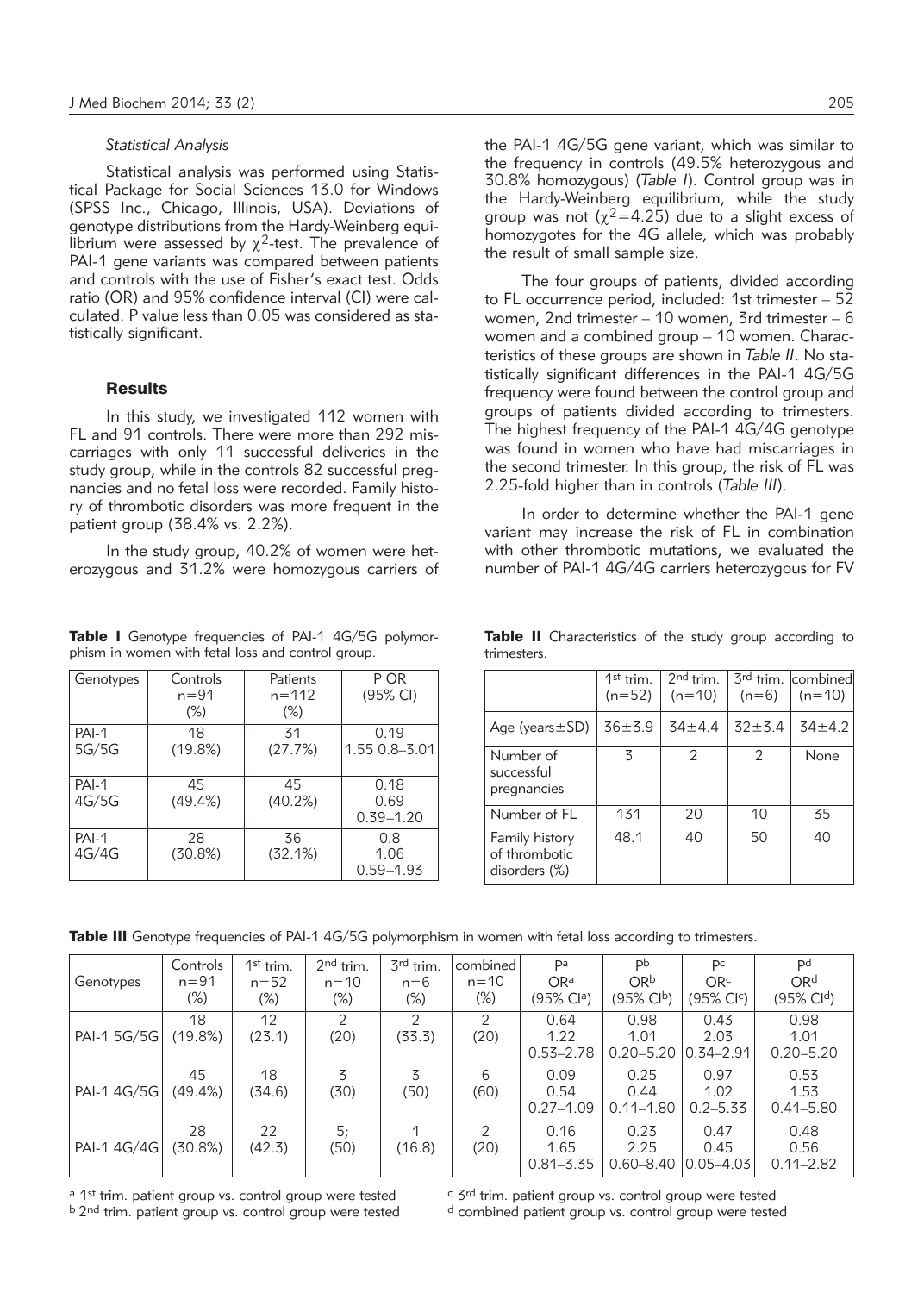### *Statistical Analysis*

Statistical analysis was performed using Statistical Package for Social Sciences 13.0 for Windows (SPSS Inc., Chicago, Illinois, USA). Deviations of genotype distributions from the Hardy-Weinberg equilibrium were assessed by $\chi^2$-test. The prevalence of PAI-1 gene variants was compared between patients and controls with the use of Fisher's exact test. Odds ratio (OR) and 95% confidence interval (CI) were calculated. P value less than 0.05 was considered as statistically significant.

## Results

In this study, we investigated 112 women with FL and 91 controls. There were more than 292 miscarriages with only 11 successful deliveries in the study group, while in the controls 82 successful pregnancies and no fetal loss were recorded. Family history of thrombotic disorders was more frequent in the patient group (38.4% vs. 2.2%).

In the study group, 40.2% of women were heterozygous and 31.2% were homozygous carriers of the PAI-1 4G/5G gene variant, which was similar to the frequency in controls (49.5% heterozygous and 30.8% homozygous) (*Table I*). Control group was in the Hardy-Weinberg equilibrium, while the study group was not ($\chi^2$=4.25) due to a slight excess of homozygotes for the 4G allele, which was probably the result of small sample size.

The four groups of patients, divided according to FL occurrence period, included: 1st trimester – 52 women, 2nd trimester – 10 women, 3rd trimester – 6 women and a combined group – 10 women. Characteristics of these groups are shown in *Table II*. No statistically significant differences in the PAI-1 4G/5G frequency were found between the control group and groups of patients divided according to trimesters. The highest frequency of the PAI-1 4G/4G genotype was found in women who have had miscarriages in the second trimester. In this group, the risk of FL was 2.25-fold higher than in controls (*Table III*).

In order to determine whether the PAI-1 gene variant may increase the risk of FL in combination with other thrombotic mutations, we evaluated the number of PAI-1 4G/4G carriers heterozygous for FV

**Table I** Genotype frequencies of PAI-1 4G/5G polymorphism in women with fetal loss and control group.

| Genotypes | Controls n=91 (%) | Patients n=112 (%) | P OR (95% CI) |
|---|---|---|---|
| PAI-1 5G/5G | 18 (19.8%) | 31 (27.7%) | 0.19 1.55 0.8–3.01 |
| PAI-1 4G/5G | 45 (49.4%) | 45 (40.2%) | 0.18 0.69 0.39–1.20 |
| PAI-1 4G/4G | 28 (30.8%) | 36 (32.1%) | 0.8 1.06 0.59–1.93 |

**Table II** Characteristics of the study group according to trimesters.

| | 1st trim. (n=52) | 2nd trim. (n=10) | 3rd trim. (n=6) | combined (n=10) |
|---|---|---|---|---|
| Age (years±SD) | 36±3.9 | 34±4.4 | 32±3.4 | 34±4.2 |
| Number of successful pregnancies | 3 | 2 | 2 | None |
| Number of FL | 131 | 20 | 10 | 35 |
| Family history of thrombotic disorders (%) | 48.1 | 40 | 50 | 40 |

**Table III** Genotype frequencies of PAI-1 4G/5G polymorphism in women with fetal loss according to trimesters.

| Genotypes | Controls n=91 (%) | 1st trim. n=52 (%) | 2nd trim. n=10 (%) | 3rd trim. n=6 (%) | combined n=10 (%) | P[a] OR[a] (95% CI[a]) | P[b] OR[b] (95% CI[b]) | P[c] OR[c] (95% CI[c]) | P[d] OR[d] (95% CI[d]) |
|---|---|---|---|---|---|---|---|---|---|
| PAI-1 5G/5G | 18 (19.8%) | 12 (23.1) | 2 (20) | 2 (33.3) | 2 (20) | 0.64 1.22 0.53–2.78 | 0.98 1.01 0.20–5.20 | 0.43 2.03 0.34–2.91 | 0.98 1.01 0.20–5.20 |
| PAI-1 4G/5G | 45 (49.4%) | 18 (34.6) | 3 (30) | 3 (50) | 6 (60) | 0.09 0.54 0.27–1.09 | 0.25 0.44 0.11–1.80 | 0.97 1.02 0.2–5.33 | 0.53 1.53 0.41–5.80 |
| PAI-1 4G/4G | 28 (30.8%) | 22 (42.3) | 5; (50) | 1 (16.8) | 2 (20) | 0.16 1.65 0.81–3.35 | 0.23 2.25 0.60–8.40 | 0.47 0.45 0.05–4.03 | 0.48 0.56 0.11–2.82 |

[a] 1st trim. patient group vs. control group were tested
[b] 2nd trim. patient group vs. control group were tested
[c] 3rd trim. patient group vs. control group were tested
[d] combined patient group vs. control group were tested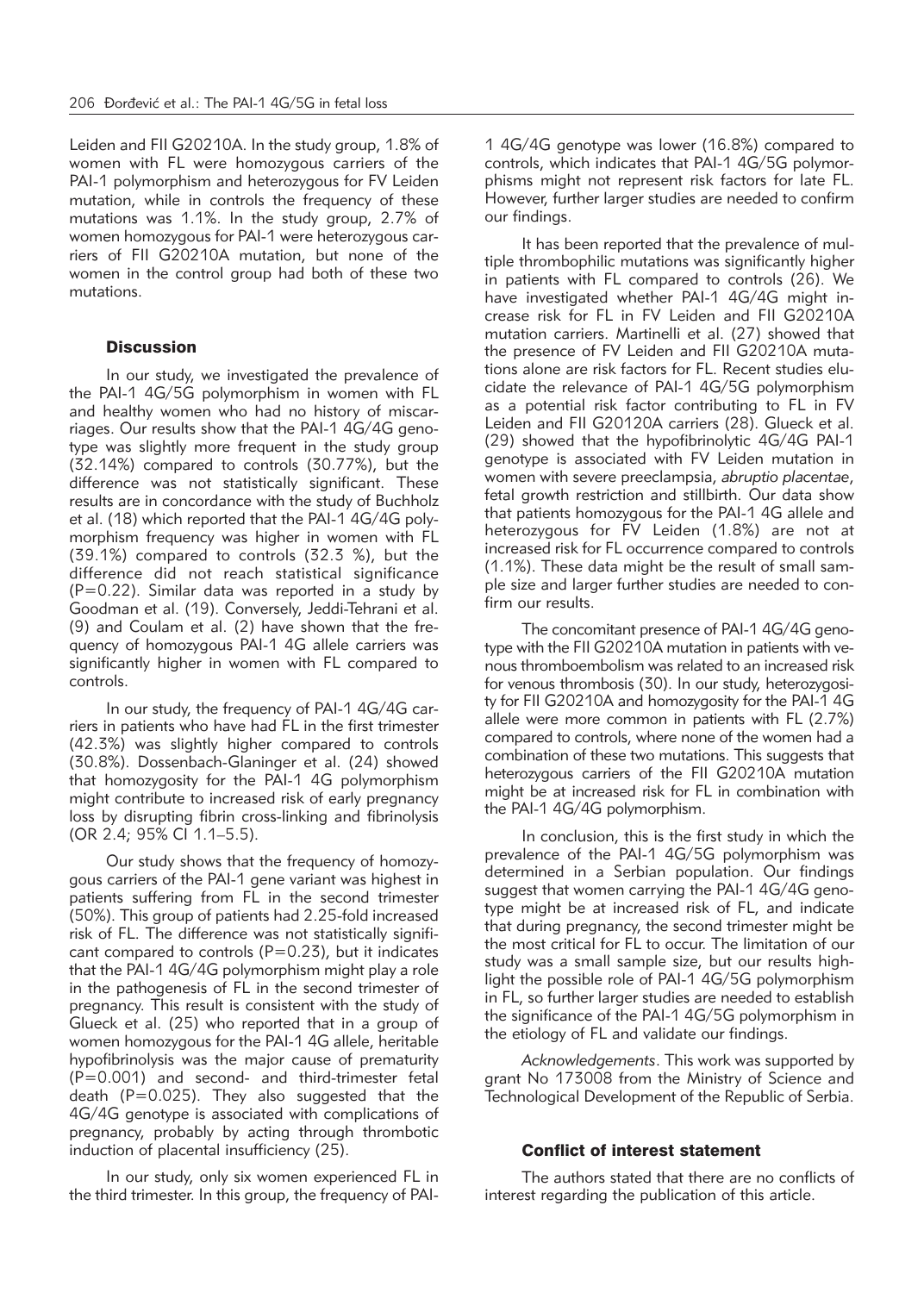Leiden and FII G20210A. In the study group, 1.8% of women with FL were homozygous carriers of the PAI-1 polymorphism and heterozygous for FV Leiden mutation, while in controls the frequency of these mutations was 1.1%. In the study group, 2.7% of women homozygous for PAI-1 were heterozygous carriers of FII G20210A mutation, but none of the women in the control group had both of these two mutations.

## Discussion

In our study, we investigated the prevalence of the PAI-1 4G/5G polymorphism in women with FL and healthy women who had no history of miscarriages. Our results show that the PAI-1 4G/4G genotype was slightly more frequent in the study group (32.14%) compared to controls (30.77%), but the difference was not statistically significant. These results are in concordance with the study of Buchholz et al. (18) which reported that the PAI-1 4G/4G polymorphism frequency was higher in women with FL (39.1%) compared to controls (32.3 %), but the difference did not reach statistical significance (P=0.22). Similar data was reported in a study by Goodman et al. (19). Conversely, Jeddi-Tehrani et al. (9) and Coulam et al. (2) have shown that the frequency of homozygous PAI-1 4G allele carriers was significantly higher in women with FL compared to controls.

In our study, the frequency of PAI-1 4G/4G carriers in patients who have had FL in the first trimester (42.3%) was slightly higher compared to controls (30.8%). Dossenbach-Glaninger et al. (24) showed that homozygosity for the PAI-1 4G polymorphism might contribute to increased risk of early pregnancy loss by disrupting fibrin cross-linking and fibrinolysis (OR 2.4; 95% CI 1.1–5.5).

Our study shows that the frequency of homozygous carriers of the PAI-1 gene variant was highest in patients suffering from FL in the second trimester (50%). This group of patients had 2.25-fold increased risk of FL. The difference was not statistically significant compared to controls (P=0.23), but it indicates that the PAI-1 4G/4G polymorphism might play a role in the pathogenesis of FL in the second trimester of pregnancy. This result is consistent with the study of Glueck et al. (25) who reported that in a group of women homozygous for the PAI-1 4G allele, heritable hypofibrinolysis was the major cause of prematurity (P=0.001) and second- and third-trimester fetal death (P=0.025). They also suggested that the 4G/4G genotype is associated with complications of pregnancy, probably by acting through thrombotic induction of placental insufficiency (25).

In our study, only six women experienced FL in the third trimester. In this group, the frequency of PAI-1 4G/4G genotype was lower (16.8%) compared to controls, which indicates that PAI-1 4G/5G polymorphisms might not represent risk factors for late FL. However, further larger studies are needed to confirm our findings.

It has been reported that the prevalence of multiple thrombophilic mutations was significantly higher in patients with FL compared to controls (26). We have investigated whether PAI-1 4G/4G might increase risk for FL in FV Leiden and FII G20210A mutation carriers. Martinelli et al. (27) showed that the presence of FV Leiden and FII G20210A mutations alone are risk factors for FL. Recent studies elucidate the relevance of PAI-1 4G/5G polymorphism as a potential risk factor contributing to FL in FV Leiden and FII G20120A carriers (28). Glueck et al. (29) showed that the hypofibrinolytic 4G/4G PAI-1 genotype is associated with FV Leiden mutation in women with severe preeclampsia, *abruptio placentae*, fetal growth restriction and stillbirth. Our data show that patients homozygous for the PAI-1 4G allele and heterozygous for FV Leiden (1.8%) are not at increased risk for FL occurrence compared to controls (1.1%). These data might be the result of small sample size and larger further studies are needed to confirm our results.

The concomitant presence of PAI-1 4G/4G genotype with the FII G20210A mutation in patients with venous thromboembolism was related to an increased risk for venous thrombosis (30). In our study, heterozygosity for FII G20210A and homozygosity for the PAI-1 4G allele were more common in patients with FL (2.7%) compared to controls, where none of the women had a combination of these two mutations. This suggests that heterozygous carriers of the FII G20210A mutation might be at increased risk for FL in combination with the PAI-1 4G/4G polymorphism.

In conclusion, this is the first study in which the prevalence of the PAI-1 4G/5G polymorphism was determined in a Serbian population. Our findings suggest that women carrying the PAI-1 4G/4G genotype might be at increased risk of FL, and indicate that during pregnancy, the second trimester might be the most critical for FL to occur. The limitation of our study was a small sample size, but our results highlight the possible role of PAI-1 4G/5G polymorphism in FL, so further larger studies are needed to establish the significance of the PAI-1 4G/5G polymorphism in the etiology of FL and validate our findings.

*Acknowledgements*. This work was supported by grant No 173008 from the Ministry of Science and Technological Development of the Republic of Serbia.

## Conflict of interest statement

The authors stated that there are no conflicts of interest regarding the publication of this article.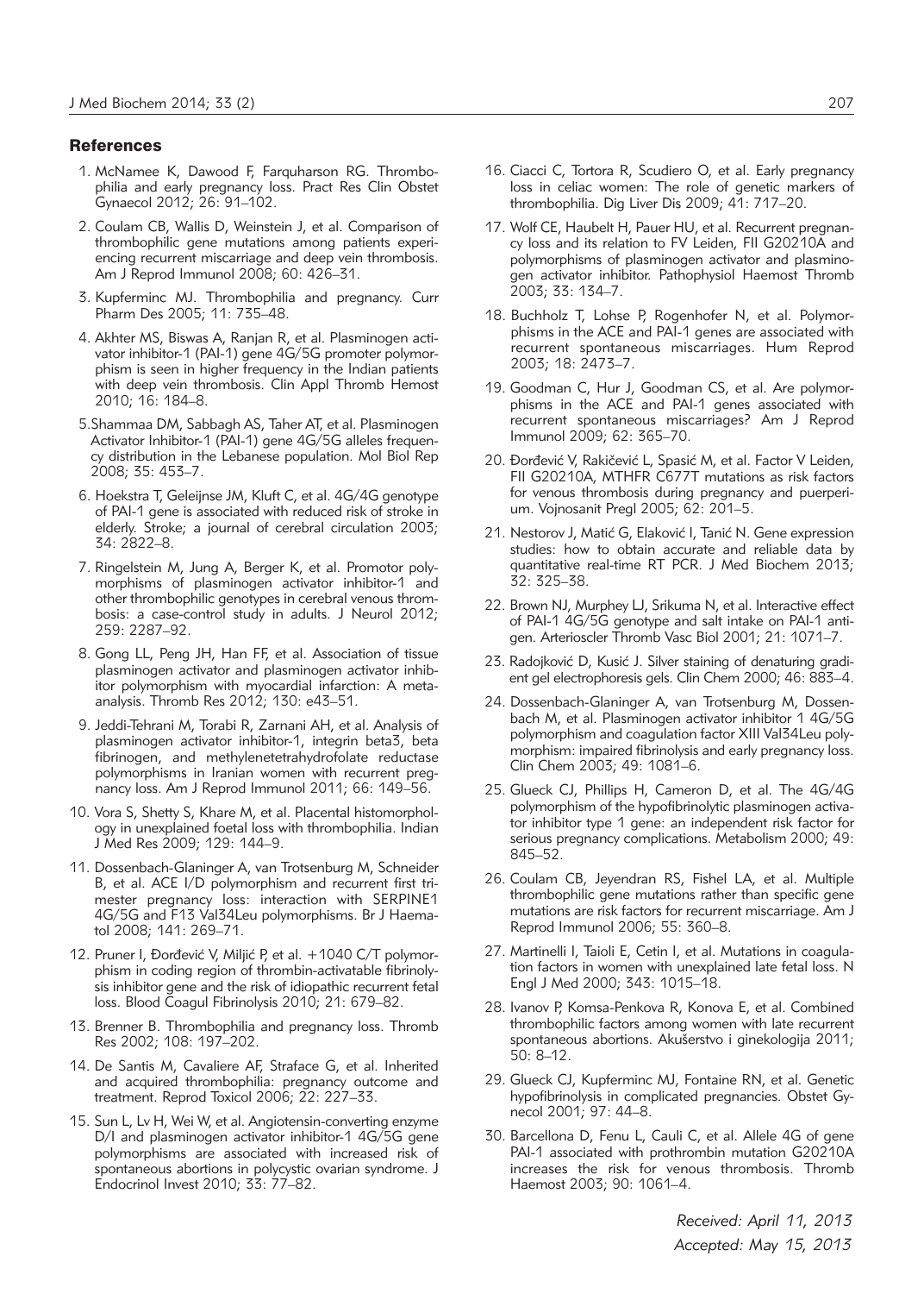## References

1. McNamee K, Dawood F, Farquharson RG. Thrombophilia and early pregnancy loss. Pract Res Clin Obstet Gynaecol 2012; 26: 91–102.
2. Coulam CB, Wallis D, Weinstein J, et al. Comparison of thrombophilic gene mutations among patients experiencing recurrent miscarriage and deep vein thrombosis. Am J Reprod Immunol 2008; 60: 426–31.
3. Kupferminc MJ. Thrombophilia and pregnancy. Curr Pharm Des 2005; 11: 735–48.
4. Akhter MS, Biswas A, Ranjan R, et al. Plasminogen activator inhibitor-1 (PAI-1) gene 4G/5G promoter polymorphism is seen in higher frequency in the Indian patients with deep vein thrombosis. Clin Appl Thromb Hemost 2010; 16: 184–8.
5. Shammaa DM, Sabbagh AS, Taher AT, et al. Plasminogen Activator Inhibitor-1 (PAI-1) gene 4G/5G alleles frequency distribution in the Lebanese population. Mol Biol Rep 2008; 35: 453–7.
6. Hoekstra T, Geleijnse JM, Kluft C, et al. 4G/4G genotype of PAI-1 gene is associated with reduced risk of stroke in elderly. Stroke; a journal of cerebral circulation 2003; 34: 2822–8.
7. Ringelstein M, Jung A, Berger K, et al. Promotor polymorphisms of plasminogen activator inhibitor-1 and other thrombophilic genotypes in cerebral venous thrombosis: a case-control study in adults. J Neurol 2012; 259: 2287–92.
8. Gong LL, Peng JH, Han FF, et al. Association of tissue plasminogen activator and plasminogen activator inhibitor polymorphism with myocardial infarction: A meta-analysis. Thromb Res 2012; 130: e43–51.
9. Jeddi-Tehrani M, Torabi R, Zarnani AH, et al. Analysis of plasminogen activator inhibitor-1, integrin beta3, beta fibrinogen, and methylenetetrahydrofolate reductase polymorphisms in Iranian women with recurrent pregnancy loss. Am J Reprod Immunol 2011; 66: 149–56.
10. Vora S, Shetty S, Khare M, et al. Placental histomorphology in unexplained foetal loss with thrombophilia. Indian J Med Res 2009; 129: 144–9.
11. Dossenbach-Glaninger A, van Trotsenburg M, Schneider B, et al. ACE I/D polymorphism and recurrent first trimester pregnancy loss: interaction with SERPINE1 4G/5G and F13 Val34Leu polymorphisms. Br J Haematol 2008; 141: 269–71.
12. Pruner I, Đorđević V, Miljić P, et al. +1040 C/T polymorphism in coding region of thrombin-activatable fibrinolysis inhibitor gene and the risk of idiopathic recurrent fetal loss. Blood Coagul Fibrinolysis 2010; 21: 679–82.
13. Brenner B. Thrombophilia and pregnancy loss. Thromb Res 2002; 108: 197–202.
14. De Santis M, Cavaliere AF, Straface G, et al. Inherited and acquired thrombophilia: pregnancy outcome and treatment. Reprod Toxicol 2006; 22: 227–33.
15. Sun L, Lv H, Wei W, et al. Angiotensin-converting enzyme D/I and plasminogen activator inhibitor-1 4G/5G gene polymorphisms are associated with increased risk of spontaneous abortions in polycystic ovarian syndrome. J Endocrinol Invest 2010; 33: 77–82.
16. Ciacci C, Tortora R, Scudiero O, et al. Early pregnancy loss in celiac women: The role of genetic markers of thrombophilia. Dig Liver Dis 2009; 41: 717–20.
17. Wolf CE, Haubelt H, Pauer HU, et al. Recurrent pregnancy loss and its relation to FV Leiden, FII G20210A and polymorphisms of plasminogen activator and plasminogen activator inhibitor. Pathophysiol Haemost Thromb 2003; 33: 134–7.
18. Buchholz T, Lohse P, Rogenhofer N, et al. Polymorphisms in the ACE and PAI-1 genes are associated with recurrent spontaneous miscarriages. Hum Reprod 2003; 18: 2473–7.
19. Goodman C, Hur J, Goodman CS, et al. Are polymorphisms in the ACE and PAI-1 genes associated with recurrent spontaneous miscarriages? Am J Reprod Immunol 2009; 62: 365–70.
20. Đorđević V, Rakičević L, Spasić M, et al. Factor V Leiden, FII G20210A, MTHFR C677T mutations as risk factors for venous thrombosis during pregnancy and puerperium. Vojnosanit Pregl 2005; 62: 201–5.
21. Nestorov J, Matić G, Elaković I, Tanić N. Gene expression studies: how to obtain accurate and reliable data by quantitative real-time RT PCR. J Med Biochem 2013; 32: 325–38.
22. Brown NJ, Murphey LJ, Srikuma N, et al. Interactive effect of PAI-1 4G/5G genotype and salt intake on PAI-1 antigen. Arterioscler Thromb Vasc Biol 2001; 21: 1071–7.
23. Radojković D, Kusić J. Silver staining of denaturing gradient gel electrophoresis gels. Clin Chem 2000; 46: 883–4.
24. Dossenbach-Glaninger A, van Trotsenburg M, Dossenbach M, et al. Plasminogen activator inhibitor 1 4G/5G polymorphism and coagulation factor XIII Val34Leu polymorphism: impaired fibrinolysis and early pregnancy loss. Clin Chem 2003; 49: 1081–6.
25. Glueck CJ, Phillips H, Cameron D, et al. The 4G/4G polymorphism of the hypofibrinolytic plasminogen activator inhibitor type 1 gene: an independent risk factor for serious pregnancy complications. Metabolism 2000; 49: 845–52.
26. Coulam CB, Jeyendran RS, Fishel LA, et al. Multiple thrombophilic gene mutations rather than specific gene mutations are risk factors for recurrent miscarriage. Am J Reprod Immunol 2006; 55: 360–8.
27. Martinelli I, Taioli E, Cetin I, et al. Mutations in coagulation factors in women with unexplained late fetal loss. N Engl J Med 2000; 343: 1015–18.
28. Ivanov P, Komsa-Penkova R, Konova E, et al. Combined thrombophilic factors among women with late recurrent spontaneous abortions. Akušerstvo i ginekologija 2011; 50: 8–12.
29. Glueck CJ, Kupferminc MJ, Fontaine RN, et al. Genetic hypofibrinolysis in complicated pregnancies. Obstet Gynecol 2001; 97: 44–8.
30. Barcellona D, Fenu L, Cauli C, et al. Allele 4G of gene PAI-1 associated with prothrombin mutation G20210A increases the risk for venous thrombosis. Thromb Haemost 2003; 90: 1061–4.

*Received: April 11, 2013*
*Accepted: May 15, 2013*